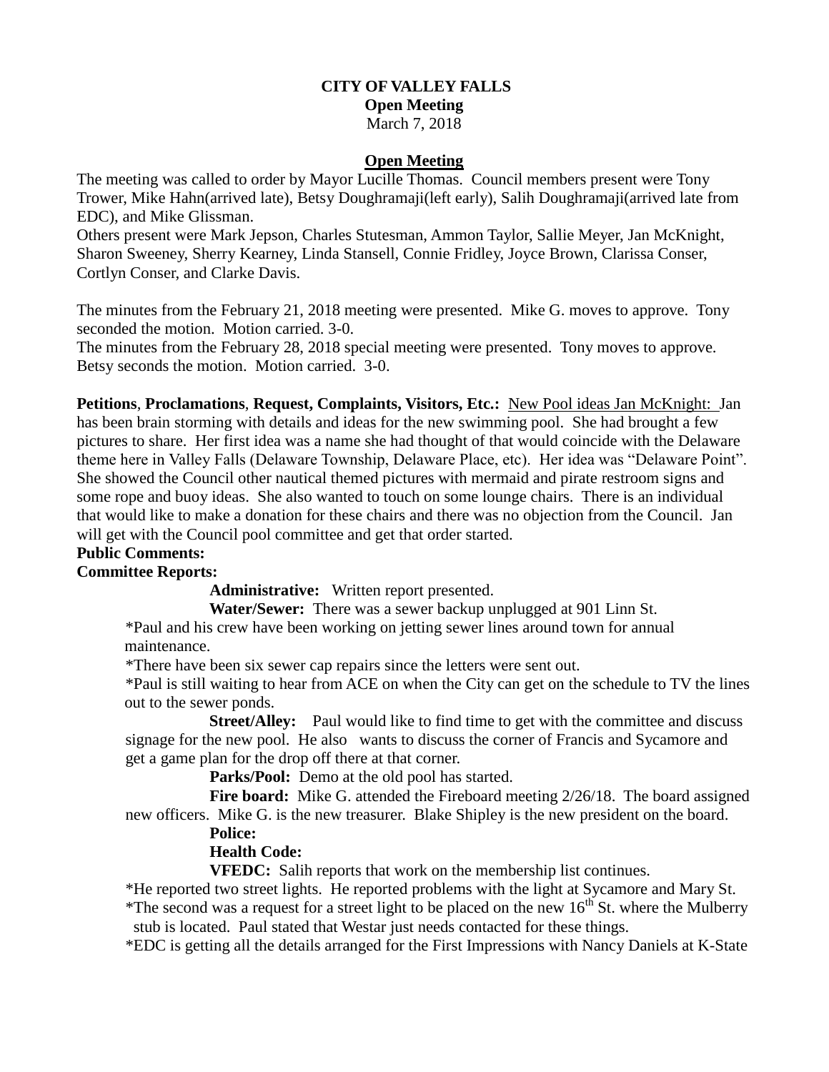# CITY OF VALLEY FALLS

**Open Meeting**

March 7, 2018

## Open Meeting

The meeting was called to order by Mayor Lucille Thomas. Council members present were Tony Trower, Mike Hahn(arrived late), Betsy Doughramaji(left early), Salih Doughramaji(arrived late from EDC), and Mike Glissman.

Others present were Mark Jepson, Charles Stutesman, Ammon Taylor, Sallie Meyer, Jan McKnight, Sharon Sweeney, Sherry Kearney, Linda Stansell, Connie Fridley, Joyce Brown, Clarissa Conser, Cortlyn Conser, and Clarke Davis.

The minutes from the February 21, 2018 meeting were presented. Mike G. moves to approve. Tony seconded the motion. Motion carried. 3-0.

The minutes from the February 28, 2018 special meeting were presented. Tony moves to approve. Betsy seconds the motion. Motion carried. 3-0.

**Petitions**, **Proclamations**, **Request, Complaints, Visitors, Etc.:** New Pool ideas Jan McKnight: Jan has been brain storming with details and ideas for the new swimming pool. She had brought a few pictures to share. Her first idea was a name she had thought of that would coincide with the Delaware theme here in Valley Falls (Delaware Township, Delaware Place, etc). Her idea was "Delaware Point". She showed the Council other nautical themed pictures with mermaid and pirate restroom signs and some rope and buoy ideas. She also wanted to touch on some lounge chairs. There is an individual that would like to make a donation for these chairs and there was no objection from the Council. Jan will get with the Council pool committee and get that order started.

**Public Comments:**

**Committee Reports:**

**Administrative:** Written report presented.

**Water/Sewer:** There was a sewer backup unplugged at 901 Linn St.

*Paul and his crew have been working on jetting sewer lines around town for annual maintenance.

*There have been six sewer cap repairs since the letters were sent out.

*Paul is still waiting to hear from ACE on when the City can get on the schedule to TV the lines out to the sewer ponds.

**Street/Alley:** Paul would like to find time to get with the committee and discuss signage for the new pool. He also wants to discuss the corner of Francis and Sycamore and get a game plan for the drop off there at that corner.

**Parks/Pool:** Demo at the old pool has started.

**Fire board:** Mike G. attended the Fireboard meeting 2/26/18. The board assigned new officers. Mike G. is the new treasurer. Blake Shipley is the new president on the board.

**Police:**

**Health Code:**

**VFEDC:** Salih reports that work on the membership list continues.

*He reported two street lights. He reported problems with the light at Sycamore and Mary St.

*The second was a request for a street light to be placed on the new 16th St. where the Mulberry stub is located. Paul stated that Westar just needs contacted for these things.

*EDC is getting all the details arranged for the First Impressions with Nancy Daniels at K-State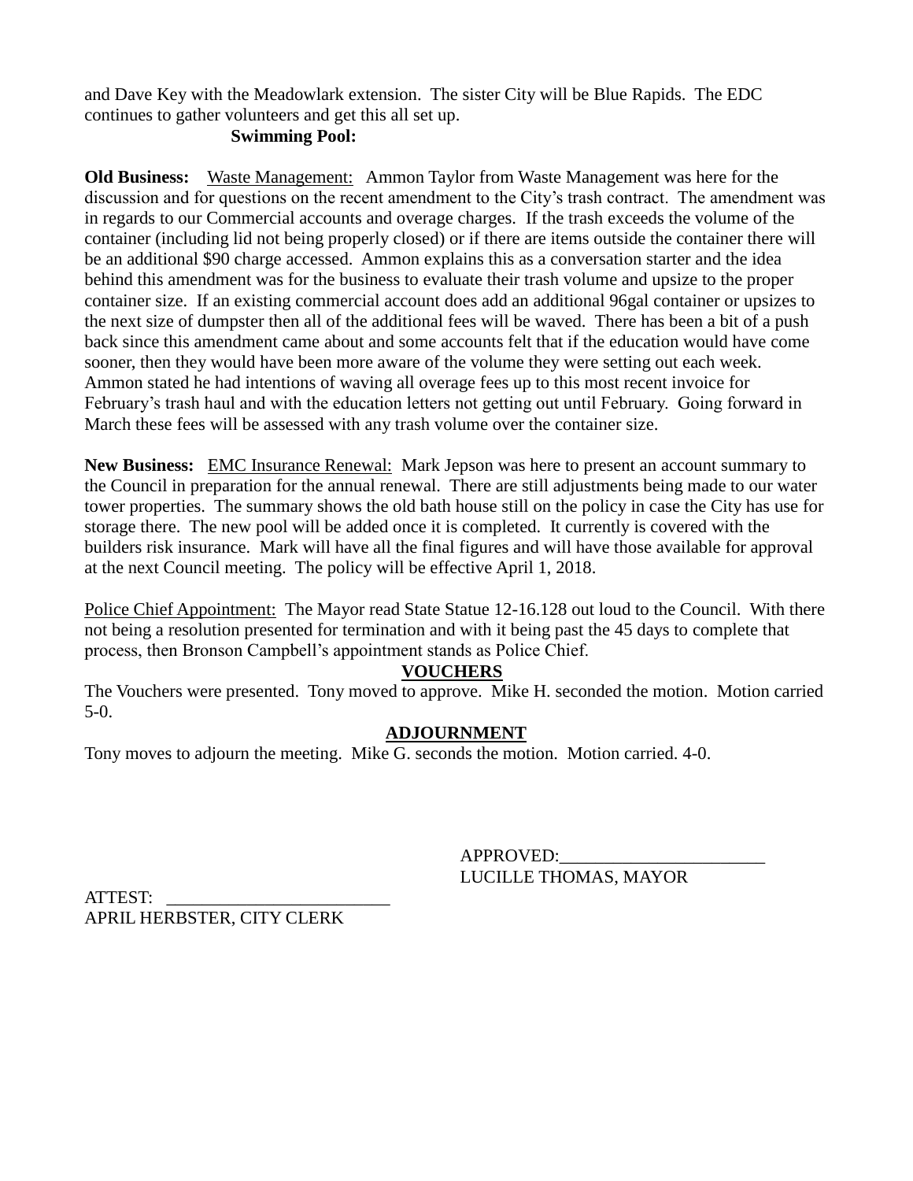and Dave Key with the Meadowlark extension. The sister City will be Blue Rapids. The EDC continues to gather volunteers and get this all set up.

**Swimming Pool:**

**Old Business:** Waste Management: Ammon Taylor from Waste Management was here for the discussion and for questions on the recent amendment to the City's trash contract. The amendment was in regards to our Commercial accounts and overage charges. If the trash exceeds the volume of the container (including lid not being properly closed) or if there are items outside the container there will be an additional $90 charge accessed. Ammon explains this as a conversation starter and the idea behind this amendment was for the business to evaluate their trash volume and upsize to the proper container size. If an existing commercial account does add an additional 96gal container or upsizes to the next size of dumpster then all of the additional fees will be waved. There has been a bit of a push back since this amendment came about and some accounts felt that if the education would have come sooner, then they would have been more aware of the volume they were setting out each week. Ammon stated he had intentions of waving all overage fees up to this most recent invoice for February's trash haul and with the education letters not getting out until February. Going forward in March these fees will be assessed with any trash volume over the container size.

**New Business:** EMC Insurance Renewal: Mark Jepson was here to present an account summary to the Council in preparation for the annual renewal. There are still adjustments being made to our water tower properties. The summary shows the old bath house still on the policy in case the City has use for storage there. The new pool will be added once it is completed. It currently is covered with the builders risk insurance. Mark will have all the final figures and will have those available for approval at the next Council meeting. The policy will be effective April 1, 2018.

Police Chief Appointment: The Mayor read State Statue 12-16.128 out loud to the Council. With there not being a resolution presented for termination and with it being past the 45 days to complete that process, then Bronson Campbell's appointment stands as Police Chief.

**VOUCHERS**

The Vouchers were presented. Tony moved to approve. Mike H. seconded the motion. Motion carried 5-0.

**ADJOURNMENT**

Tony moves to adjourn the meeting. Mike G. seconds the motion. Motion carried. 4-0.

APPROVED:_______________________
LUCILLE THOMAS, MAYOR

ATTEST: _________________________
APRIL HERBSTER, CITY CLERK